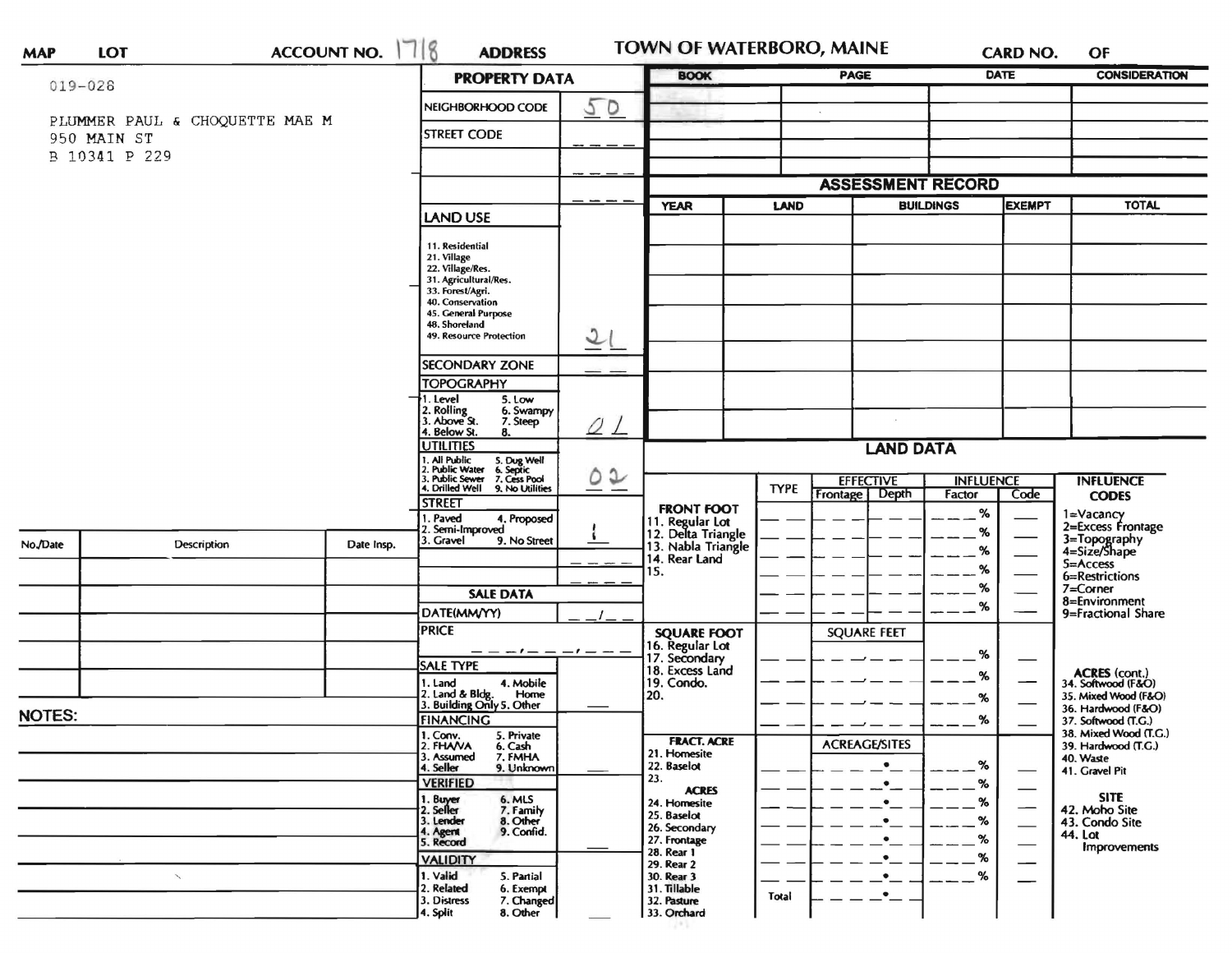**MAP** **LOT** **ACCOUNT NO.** 1718 **ADDRESS** **TOWN OF WATERBORO, MAINE** **CARD NO.** **OF**

019-028

PLUMMER PAUL & CHOQUETTE MAE M
950 MAIN ST
B 10341 P 229

## PROPERTY DATA

| | |
|---|---|
| NEIGHBORHOOD CODE | 50 |
| STREET CODE | ___ |
| | ___ |
| | ___ |
| **LAND USE** 11. Residential 21. Village 22. Village/Res. 31. Agricultural/Res. 33. Forest/Agri. 40. Conservation 45. General Purpose 48. Shoreland 49. Resource Protection | 21 |
| SECONDARY ZONE | __ |
| **TOPOGRAPHY** 1. Level 2. Rolling 3. Above St. 4. Below St. 5. Low 6. Swampy 7. Steep 8. | 01 |
| **UTILITIES** 1. All Public 2. Public Water 3. Public Sewer 4. Drilled Well 5. Dug Well 6. Septic 7. Cess Pool 9. No Utilities | 02 |
| **STREET** 1. Paved 2. Semi-Improved 3. Gravel 4. Proposed 9. No Street | 1 |
| | ___ |
| | ___ |

## SALE DATA

| | |
|---|---|
| DATE(MM/YY) | __/__ |
| PRICE | ___,___,___ |
| **SALE TYPE** 1. Land 2. Land & Bldg. 3. Building Only 4. Mobile Home 5. Other | __ |
| **FINANCING** 1. Conv. 2. FHA/VA 3. Assumed 4. Seller 5. Private 6. Cash 7. FMHA 9. Unknown | __ |
| **VERIFIED** 1. Buyer 2. Seller 3. Lender 4. Agent 5. Record 6. MLS 7. Family 8. Other 9. Confid. | __ |
| **VALIDITY** 1. Valid 2. Related 3. Distress 4. Split 5. Partial 6. Exempt 7. Changed 8. Other | __ |

| BOOK | PAGE | DATE | CONSIDERATION |
|---|---|---|---|
| | | | |
| | | | |
| | | | |
| | | | |

## ASSESSMENT RECORD

| YEAR | LAND | BUILDINGS | EXEMPT | TOTAL |
|---|---|---|---|---|
| | | | | |
| | | | | |
| | | | | |
| | | | | |
| | | | | |
| | | | | |
| | | | | |

## LAND DATA

| | TYPE | EFFECTIVE Frontage | EFFECTIVE Depth | INFLUENCE Factor | INFLUENCE Code |
|---|---|---|---|---|---|
| **FRONT FOOT** 11. Regular Lot 12. Delta Triangle 13. Nabla Triangle 14. Rear Land 15. | | | | % | |
| **SQUARE FOOT** 16. Regular Lot 17. Secondary 18. Excess Land 19. Condo. 20. | | SQUARE FEET | | % | |
| **FRACT. ACRE** 21. Homesite 22. Baselot 23. **ACRES** 24. Homesite 25. Baselot 26. Secondary 27. Frontage 28. Rear 1 29. Rear 2 30. Rear 3 31. Tillable 32. Pasture 33. Orchard | | ACREAGE/SITES | | % | |
| | Total | | | | |

**INFLUENCE CODES**
1=Vacancy
2=Excess Frontage
3=Topography
4=Size/Shape
5=Access
6=Restrictions
7=Corner
8=Environment
9=Fractional Share

**ACRES (cont.)**
34. Softwood (F&O)
35. Mixed Wood (F&O)
36. Hardwood (F&O)
37. Softwood (T.G.)
38. Mixed Wood (T.G.)
39. Hardwood (T.G.)
40. Waste
41. Gravel Pit

**SITE**
42. Moho Site
43. Condo Site
44. Lot Improvements

| No./Date | Description | Date Insp. |
|---|---|---|
| | | |
| | | |
| | | |
| | | |
| | | |

**NOTES:**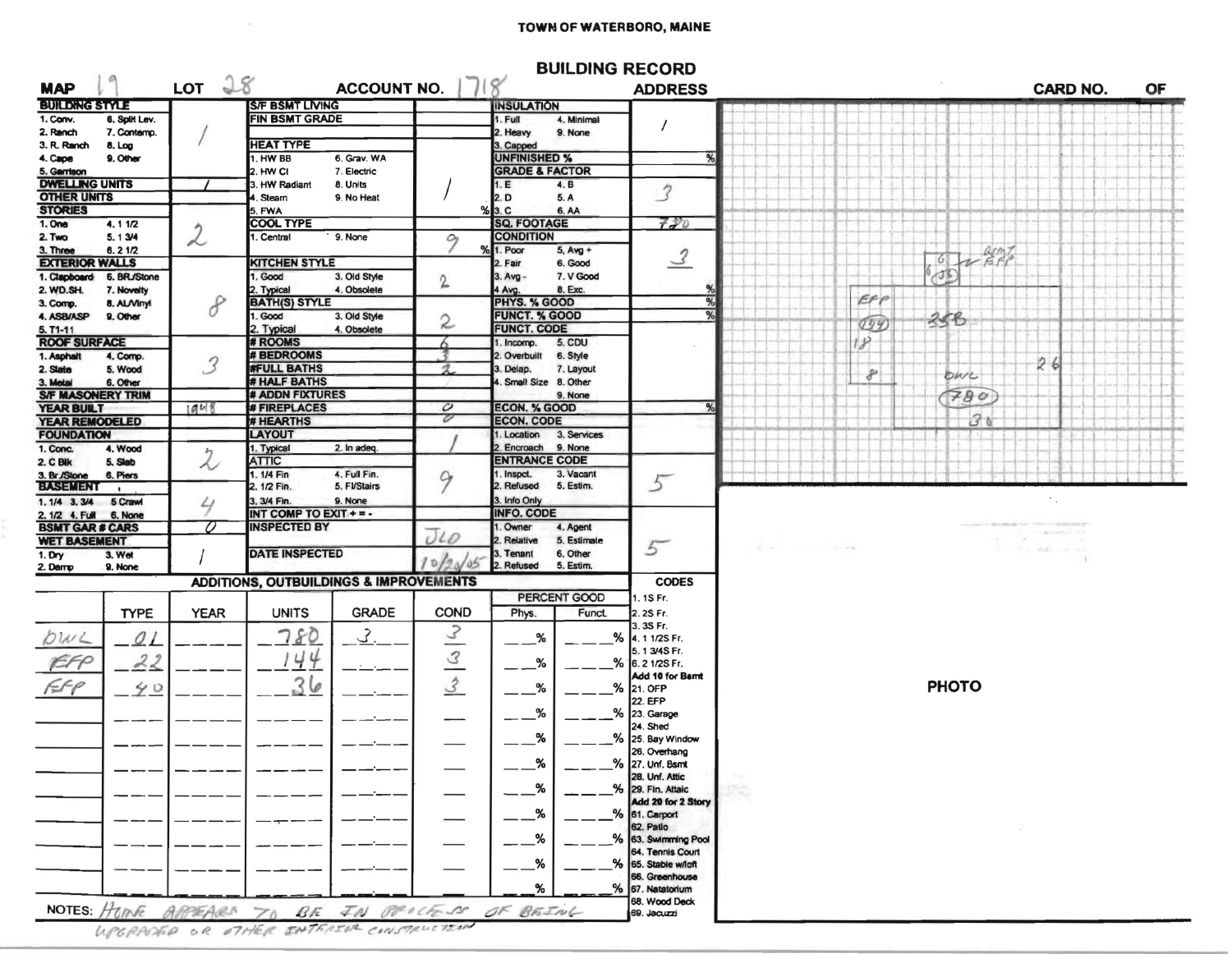**TOWN OF WATERBORO, MAINE**

# BUILDING RECORD

**MAP** 19 **LOT** 28 **ACCOUNT NO.** 1718 **ADDRESS** **CARD NO.** **OF**

| | | | | | |
|---|---|---|---|---|---|
| **BUILDING STYLE** 1. Conv. 2. Ranch 3. R. Ranch 4. Cape 5. Garrison 6. Split Lev. 7. Contemp. 8. Log 9. Other | 1 | **S/F BSMT LIVING** | | **INSULATION** 1. Full 2. Heavy 3. Capped 4. Minimal 9. None | 1 |
| | | **FIN BSMT GRADE** | | | |
| **DWELLING UNITS** | 1 | **HEAT TYPE** 1. HW BB 2. HW CI 3. HW Radiant 4. Steam 5. FWA 6. Grav. WA 7. Electric 8. Units 9. No Heat | 1 % | **UNFINISHED %** | % |
| **OTHER UNITS** | | | | **GRADE & FACTOR** 1. E 2. D 3. C 4. B 5. A 6. AA | 3 |
| **STORIES** 1. One 2. Two 3. Three 4. 1 1/2 5. 1 3/4 6. 2 1/2 | 2 | **COOL TYPE** 1. Central 9. None | 9 % | **SQ. FOOTAGE** | 780 |
| | | | | **CONDITION** 1. Poor 2. Fair 3. Avg - 4 Avg. 5. Avg + 6. Good 7. V Good 8. Exc. | 3 |
| **EXTERIOR WALLS** 1. Clapboard 2. WD.SH. 3. Comp. 4. ASB/ASP 5. T1-11 6. BR/Stone 7. Novelty 8. AL/Vinyl 9. Other | 8 | **KITCHEN STYLE** 1. Good 2. Typical 3. Old Style 4. Obsolete | 2 | | |
| | | **BATH(S) STYLE** 1. Good 2. Typical 3. Old Style 4. Obsolete | 2 | **PHYS. % GOOD** | % |
| | | | | **FUNCT. % GOOD** | % |
| **ROOF SURFACE** 1. Asphalt 2. Slate 3. Metal 4. Comp. 5. Wood 6. Other | 3 | **# ROOMS** | 6 | **FUNCT. CODE** 1. Incomp. 2. Overbuilt 3. Delap. 4. Small Size 5. CDU 6. Style 7. Layout 8. Other 9. None | |
| | | **# BEDROOMS** | 3 | | |
| | | **#FULL BATHS** | 2 | | |
| | | **# HALF BATHS** | | | |
| **S/F MASONRY TRIM** | | **# ADDN FIXTURES** | | | |
| **YEAR BUILT** | 1948 | **# FIREPLACES** | 0 | **ECON. % GOOD** | % |
| **YEAR REMODELED** | | **# HEARTHS** | 0 | **ECON. CODE** 1. Location 2. Encroach 3. Services 9. None | |
| **FOUNDATION** 1. Conc. 2. C Blk 3. Br./Stone 4. Wood 5. Slab 6. Piers | 2 | **LAYOUT** 1. Typical 2. In adeq. | 1 | | |
| | | **ATTIC** 1. 1/4 Fin 2. 1/2 Fin. 3. 3/4 Fin. 4. Full Fin. 5. Fl/Stairs 9. None | 9 | **ENTRANCE CODE** 1. Inspct. 2. Refused 3. Info Only 3. Vacant 5. Estim. | 5 |
| **BASEMENT** 1. 1/4 2. 1/2 3. 3/4 4. Full 5 Crawl 6. None | 4 | **INT COMP TO EXIT + = -** | | | |
| **BSMT GAR # CARS** | 0 | **INSPECTED BY** | JLD | **INFO. CODE** 1. Owner 2. Relative 3. Tenant 2. Refused 4. Agent 5. Estimate 6. Other 5. Estim. | 5 |
| **WET BASEMENT** 1. Dry 2. Damp 3. Wet 9. None | 1 | **DATE INSPECTED** | 10/20/05 | | |

## ADDITIONS, OUTBUILDINGS & IMPROVEMENTS

| | TYPE | YEAR | UNITS | GRADE | COND | PERCENT GOOD Phys. | Funct. |
|---|---|---|---|---|---|---|---|
| DWL | 01 | | 780 | 3 | 3 | % | % |
| EFP | 22 | | 144 | | 3 | % | % |
| EFP | 40 | | 36 | | 3 | % | % |
| | | | | | | % | % |
| | | | | | | % | % |
| | | | | | | % | % |
| | | | | | | % | % |
| | | | | | | % | % |
| | | | | | | % | % |
| | | | | | | % | % |
| | | | | | | % | % |

**CODES**
1. 1S Fr.
2. 2S Fr.
3. 3S Fr.
4. 1 1/2S Fr.
5. 1 3/4S Fr.
6. 2 1/2S Fr.
Add 10 for Bsmt
21. OFP
22. EFP
23. Garage
24. Shed
25. Bay Window
26. Overhang
27. Unf. Bsmt
28. Unf. Attic
29. Fin. Attaic
Add 20 for 2 Story
61. Carport
62. Patio
63. Swimming Pool
64. Tennis Court
65. Stable w/loft
66. Greenhouse
67. Natatorium
68. Wood Deck
69. Jacuzzi

NOTES: HOME APPEARS TO BE IN PROCESS OF BEING UPGRADED OR OTHER INTERIOR CONSTRUCTION

6 6 (36) BSMT EFP
EFP (144) 18 8
25B
DWL (780)
26
30

PHOTO